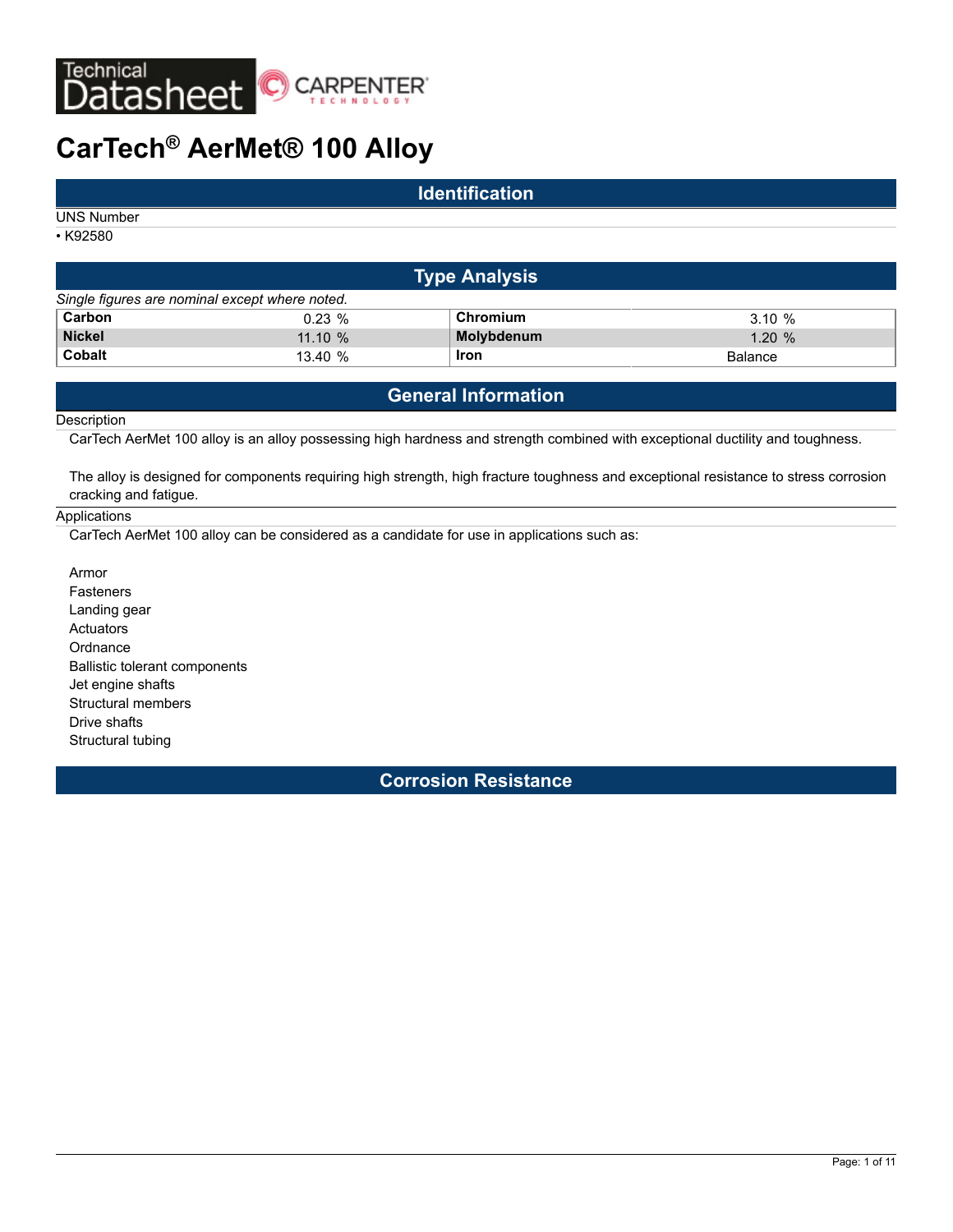# CarTech® AerMet® 100 Alloy

## Identification

UNS Number

- K92580

## Type Analysis

*Single figures are nominal except where noted.*

| Element | % | Element | % |
|---|---|---|---|
| **Carbon** | 0.23 % | **Chromium** | 3.10 % |
| **Nickel** | 11.10 % | **Molybdenum** | 1.20 % |
| **Cobalt** | 13.40 % | **Iron** | Balance |

## General Information

### Description

CarTech AerMet 100 alloy is an alloy possessing high hardness and strength combined with exceptional ductility and toughness.

The alloy is designed for components requiring high strength, high fracture toughness and exceptional resistance to stress corrosion cracking and fatigue.

### Applications

CarTech AerMet 100 alloy can be considered as a candidate for use in applications such as:

Armor
Fasteners
Landing gear
Actuators
Ordnance
Ballistic tolerant components
Jet engine shafts
Structural members
Drive shafts
Structural tubing

## Corrosion Resistance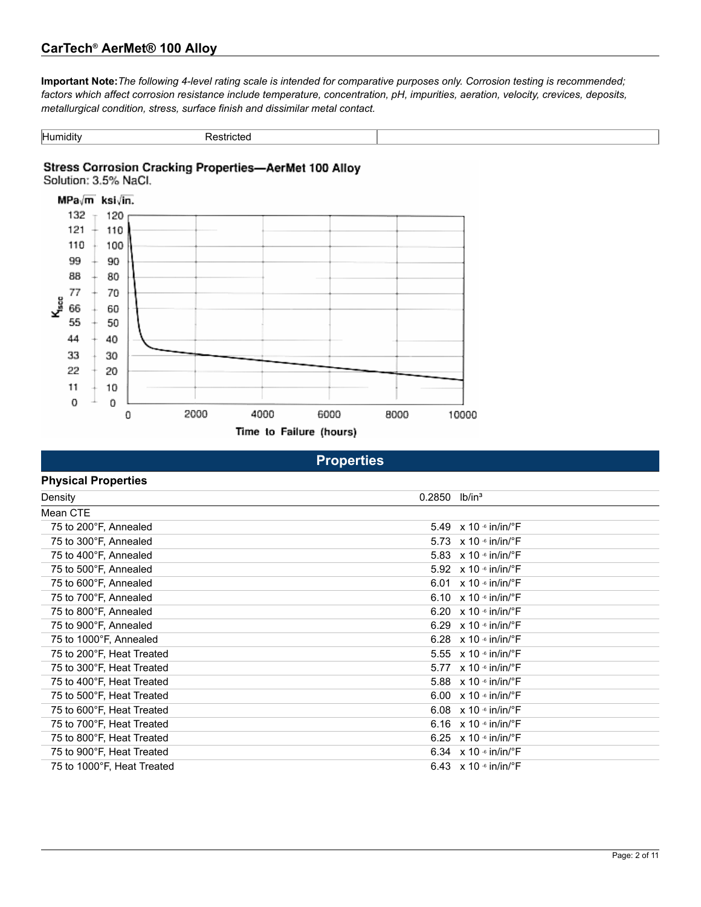**Important Note:** *The following 4-level rating scale is intended for comparative purposes only. Corrosion testing is recommended; factors which affect corrosion resistance include temperature, concentration, pH, impurities, aeration, velocity, crevices, deposits, metallurgical condition, stress, surface finish and dissimilar metal contact.*

| Humidity | Restricted | |
|---|---|---|

**Stress Corrosion Cracking Properties—AerMet 100 Alloy**
Solution: 3.5% NaCl.

## Properties

### Physical Properties

| Property | Value | Unit |
|---|---|---|
| Density | 0.2850 | lb/in³ |
| Mean CTE | | |
| 75 to 200°F, Annealed | 5.49 | x 10 -6 in/in/°F |
| 75 to 300°F, Annealed | 5.73 | x 10 -6 in/in/°F |
| 75 to 400°F, Annealed | 5.83 | x 10 -6 in/in/°F |
| 75 to 500°F, Annealed | 5.92 | x 10 -6 in/in/°F |
| 75 to 600°F, Annealed | 6.01 | x 10 -6 in/in/°F |
| 75 to 700°F, Annealed | 6.10 | x 10 -6 in/in/°F |
| 75 to 800°F, Annealed | 6.20 | x 10 -6 in/in/°F |
| 75 to 900°F, Annealed | 6.29 | x 10 -6 in/in/°F |
| 75 to 1000°F, Annealed | 6.28 | x 10 -6 in/in/°F |
| 75 to 200°F, Heat Treated | 5.55 | x 10 -6 in/in/°F |
| 75 to 300°F, Heat Treated | 5.77 | x 10 -6 in/in/°F |
| 75 to 400°F, Heat Treated | 5.88 | x 10 -6 in/in/°F |
| 75 to 500°F, Heat Treated | 6.00 | x 10 -6 in/in/°F |
| 75 to 600°F, Heat Treated | 6.08 | x 10 -6 in/in/°F |
| 75 to 700°F, Heat Treated | 6.16 | x 10 -6 in/in/°F |
| 75 to 800°F, Heat Treated | 6.25 | x 10 -6 in/in/°F |
| 75 to 900°F, Heat Treated | 6.34 | x 10 -6 in/in/°F |
| 75 to 1000°F, Heat Treated | 6.43 | x 10 -6 in/in/°F |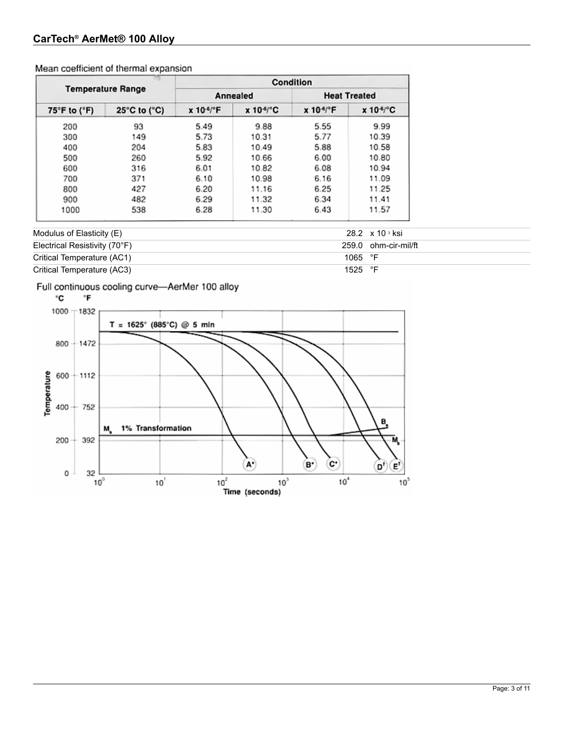Mean coefficient of thermal expansion

| Temperature Range | | Condition | | | |
|---|---|---|---|---|---|
| | | Annealed | | Heat Treated | |
| 75°F to (°F) | 25°C to (°C) | $\times 10^{-6}$/°F | $\times 10^{-6}$/°C | $\times 10^{-6}$/°F | $\times 10^{-6}$/°C |
| 200 | 93 | 5.49 | 9.88 | 5.55 | 9.99 |
| 300 | 149 | 5.73 | 10.31 | 5.77 | 10.39 |
| 400 | 204 | 5.83 | 10.49 | 5.88 | 10.58 |
| 500 | 260 | 5.92 | 10.66 | 6.00 | 10.80 |
| 600 | 316 | 6.01 | 10.82 | 6.08 | 10.94 |
| 700 | 371 | 6.10 | 10.98 | 6.16 | 11.09 |
| 800 | 427 | 6.20 | 11.16 | 6.25 | 11.25 |
| 900 | 482 | 6.29 | 11.32 | 6.34 | 11.41 |
| 1000 | 538 | 6.28 | 11.30 | 6.43 | 11.57 |

| Property | Value | Unit |
|---|---|---|
| Modulus of Elasticity (E) | 28.2 | $\times 10^{3}$ ksi |
| Electrical Resistivity (70°F) | 259.0 | ohm-cir-mil/ft |
| Critical Temperature (AC1) | 1065 | °F |
| Critical Temperature (AC3) | 1525 | °F |

Full continuous cooling curve—AerMer 100 alloy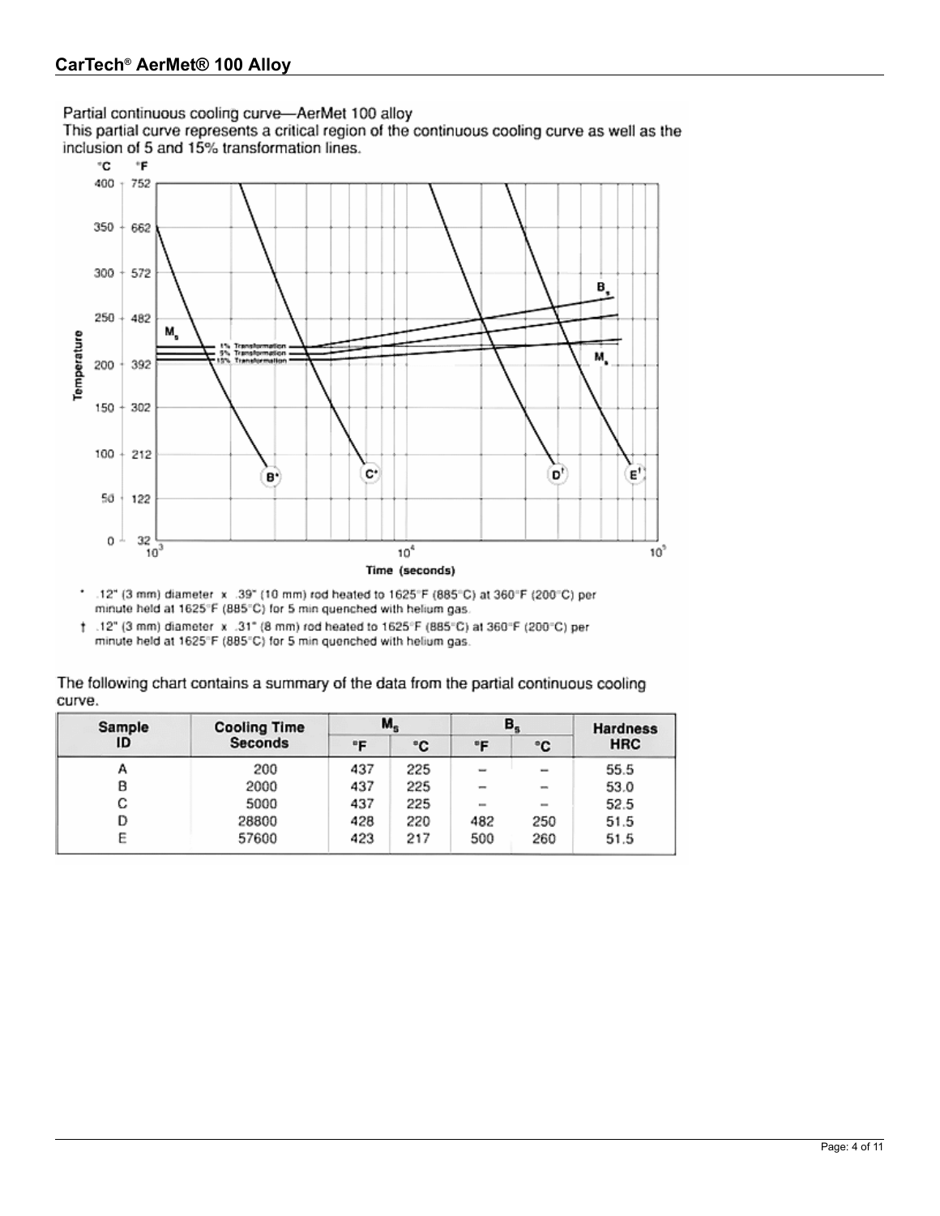## CarTech® AerMet® 100 Alloy

Partial continuous cooling curve—AerMet 100 alloy

This partial curve represents a critical region of the continuous cooling curve as well as the inclusion of 5 and 15% transformation lines.

\* .12" (3 mm) diameter x .39" (10 mm) rod heated to 1625°F (885°C) at 360°F (200°C) per minute held at 1625°F (885°C) for 5 min quenched with helium gas.

† .12" (3 mm) diameter x .31" (8 mm) rod heated to 1625°F (885°C) at 360°F (200°C) per minute held at 1625°F (885°C) for 5 min quenched with helium gas.

The following chart contains a summary of the data from the partial continuous cooling curve.

| Sample ID | Cooling Time Seconds | $M_s$ | | $B_s$ | | Hardness HRC |
|---|---|---|---|---|---|---|
| | | °F | °C | °F | °C | |
| A | 200 | 437 | 225 | – | – | 55.5 |
| B | 2000 | 437 | 225 | – | – | 53.0 |
| C | 5000 | 437 | 225 | – | – | 52.5 |
| D | 28800 | 428 | 220 | 482 | 250 | 51.5 |
| E | 57600 | 423 | 217 | 500 | 260 | 51.5 |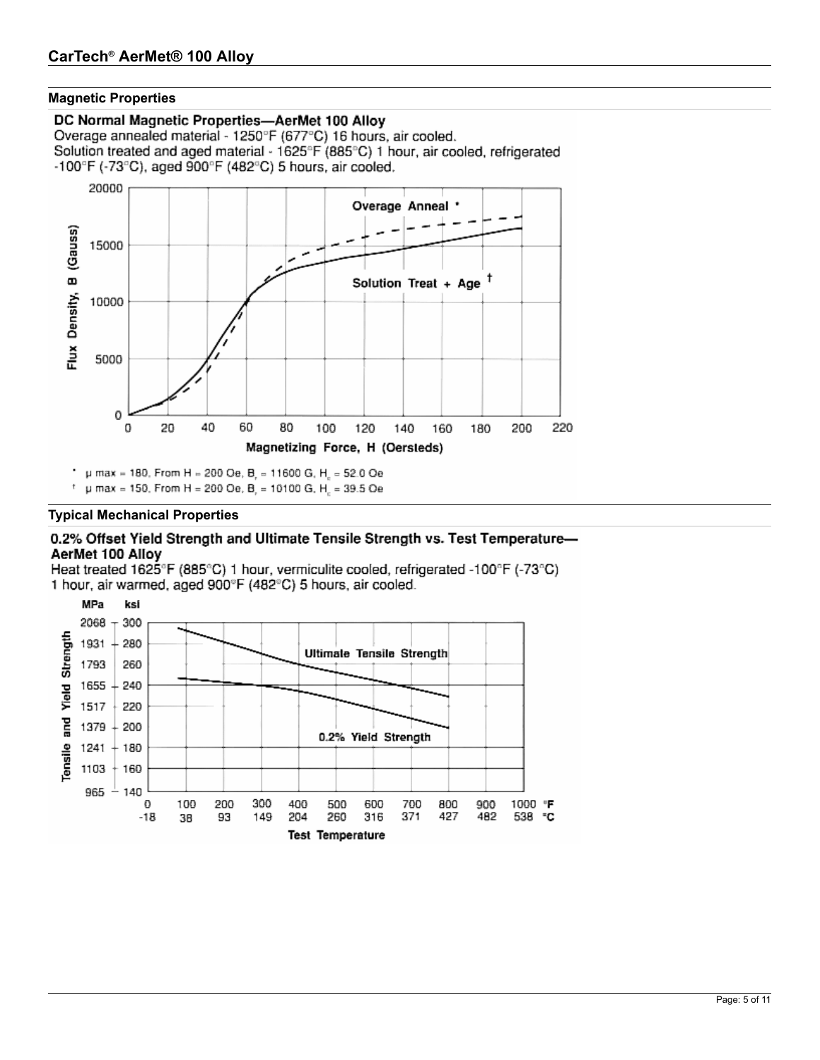## CarTech® AerMet® 100 Alloy

### Magnetic Properties

**DC Normal Magnetic Properties—AerMet 100 Alloy**

Overage annealed material - 1250°F (677°C) 16 hours, air cooled.
Solution treated and aged material - 1625°F (885°C) 1 hour, air cooled, refrigerated -100°F (-73°C), aged 900°F (482°C) 5 hours, air cooled.

\* μ max = 180, From H = 200 Oe, $B_r$ = 11600 G, $H_c$ = 52.0 Oe

† μ max = 150, From H = 200 Oe, $B_r$ = 10100 G, $H_c$ = 39.5 Oe

### Typical Mechanical Properties

**0.2% Offset Yield Strength and Ultimate Tensile Strength vs. Test Temperature—AerMet 100 Alloy**

Heat treated 1625°F (885°C) 1 hour, vermiculite cooled, refrigerated -100°F (-73°C) 1 hour, air warmed, aged 900°F (482°C) 5 hours, air cooled.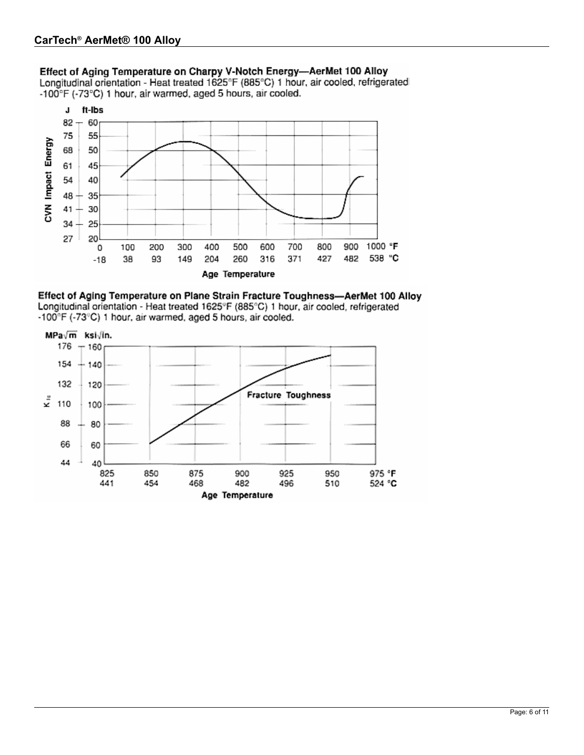**Effect of Aging Temperature on Charpy V-Notch Energy—AerMet 100 Alloy**

Longitudinal orientation - Heat treated 1625°F (885°C) 1 hour, air cooled, refrigerated -100°F (-73°C) 1 hour, air warmed, aged 5 hours, air cooled.

**Effect of Aging Temperature on Plane Strain Fracture Toughness—AerMet 100 Alloy**

Longitudinal orientation - Heat treated 1625°F (885°C) 1 hour, air cooled, refrigerated -100°F (-73°C) 1 hour, air warmed, aged 5 hours, air cooled.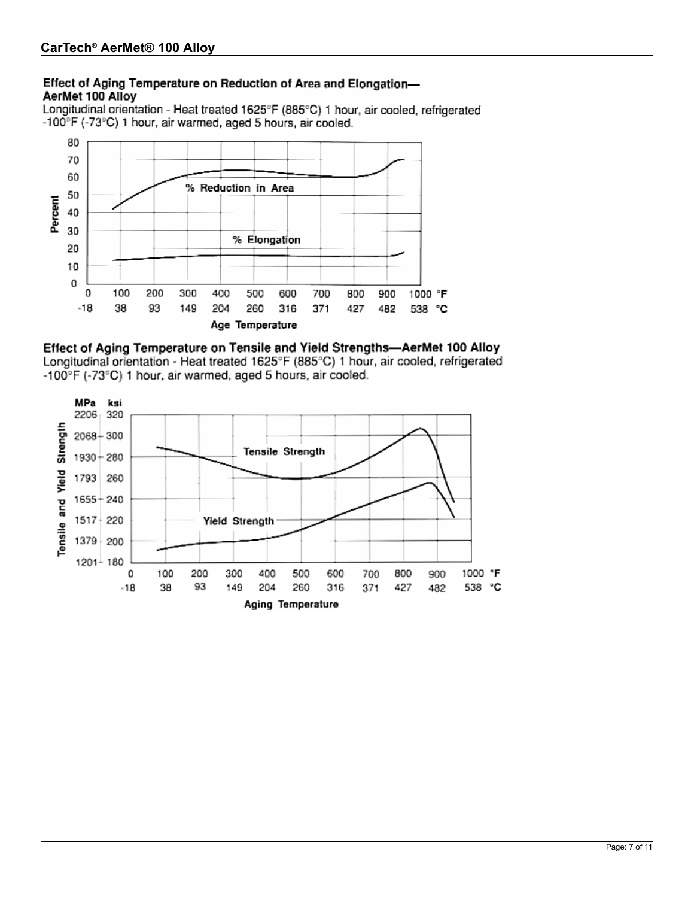### Effect of Aging Temperature on Reduction of Area and Elongation—AerMet 100 Alloy

Longitudinal orientation - Heat treated 1625°F (885°C) 1 hour, air cooled, refrigerated -100°F (-73°C) 1 hour, air warmed, aged 5 hours, air cooled.

### Effect of Aging Temperature on Tensile and Yield Strengths—AerMet 100 Alloy

Longitudinal orientation - Heat treated 1625°F (885°C) 1 hour, air cooled, refrigerated -100°F (-73°C) 1 hour, air warmed, aged 5 hours, air cooled.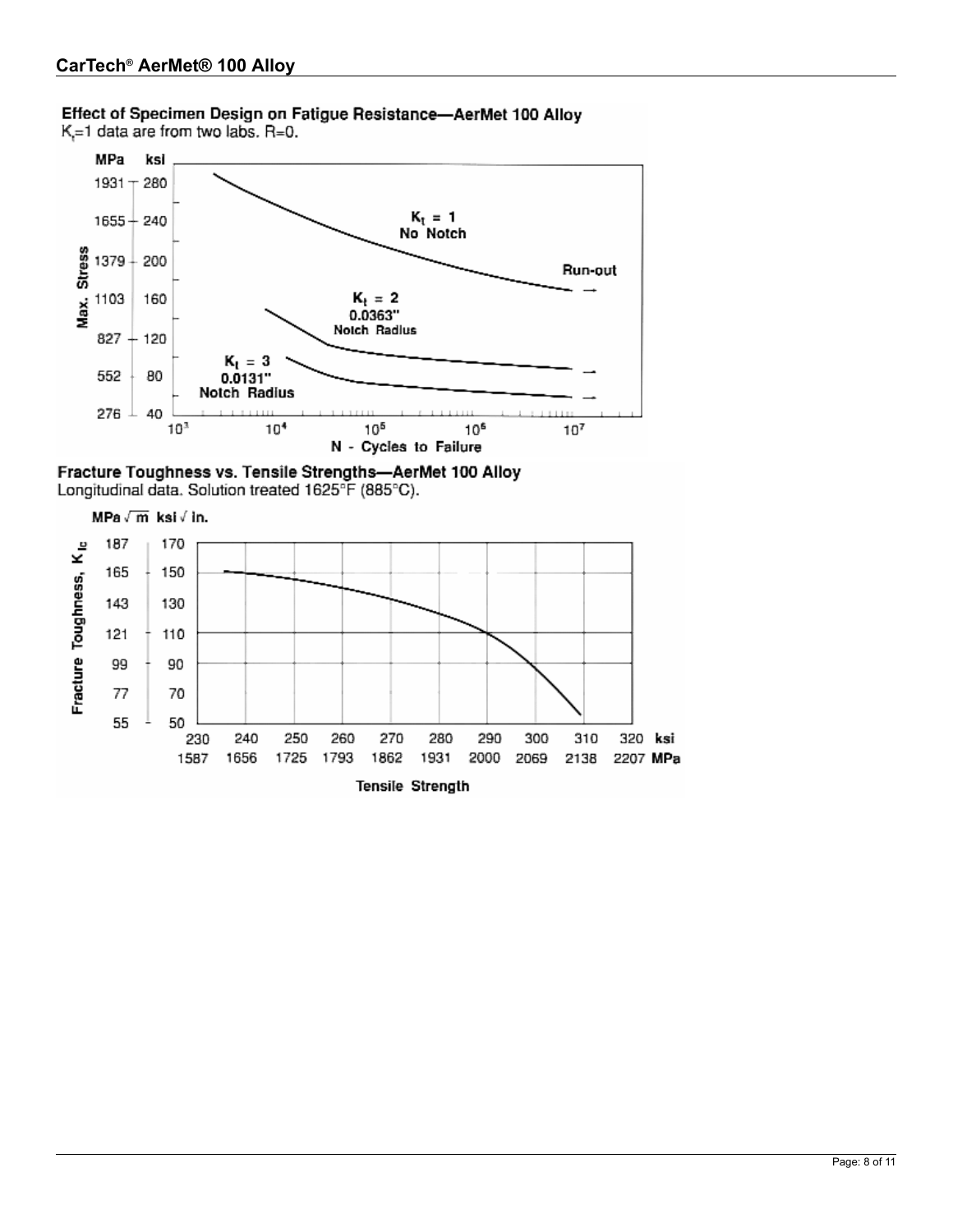**Effect of Specimen Design on Fatigue Resistance—AerMet 100 Alloy**

$K_t$=1 data are from two labs. R=0.

**Fracture Toughness vs. Tensile Strengths—AerMet 100 Alloy**

Longitudinal data. Solution treated 1625°F (885°C).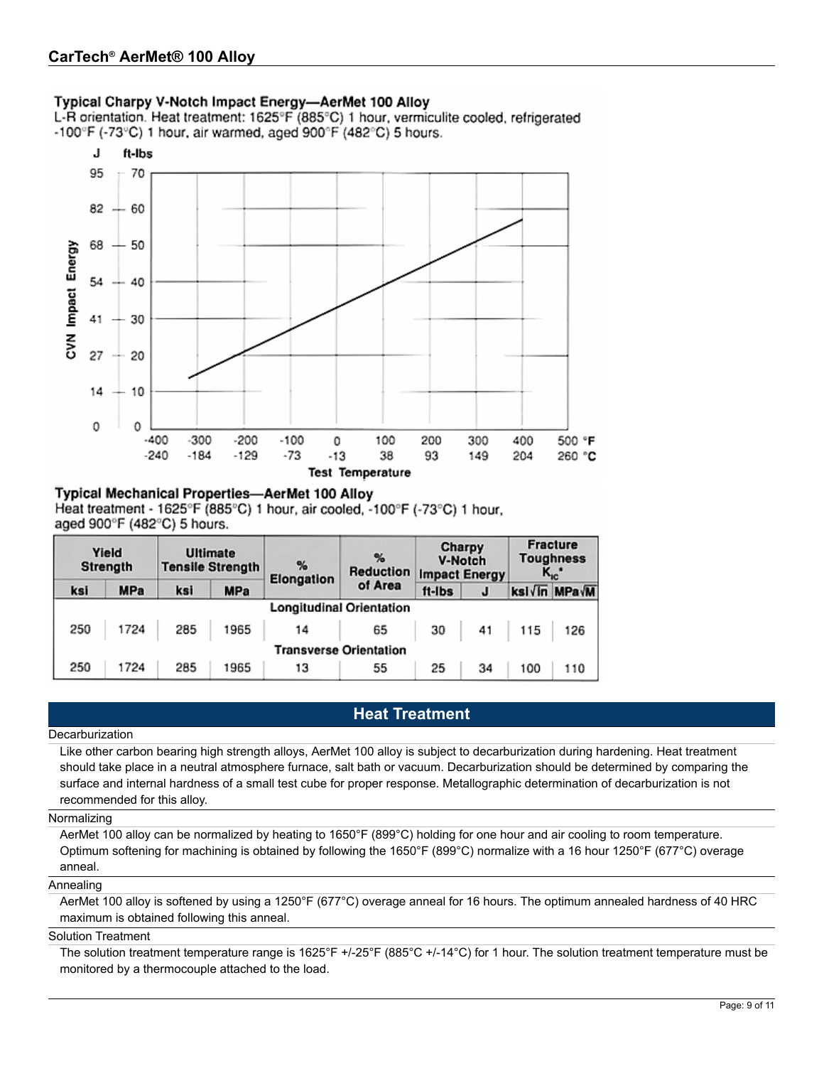# CarTech® AerMet® 100 Alloy

### Typical Charpy V-Notch Impact Energy—AerMet 100 Alloy

L-R orientation. Heat treatment: 1625°F (885°C) 1 hour, vermiculite cooled, refrigerated -100°F (-73°C) 1 hour, air warmed, aged 900°F (482°C) 5 hours.

### Typical Mechanical Properties—AerMet 100 Alloy

Heat treatment - 1625°F (885°C) 1 hour, air cooled, -100°F (-73°C) 1 hour, aged 900°F (482°C) 5 hours.

| Yield Strength | | Ultimate Tensile Strength | | % Elongation | % Reduction of Area | Charpy V-Notch Impact Energy | | Fracture Toughness $K_{IC}$* | |
|---|---|---|---|---|---|---|---|---|---|
| ksi | MPa | ksi | MPa | | | ft-lbs | J | ksi√in | MPa√M |
| **Longitudinal Orientation** | | | | | | | | | |
| 250 | 1724 | 285 | 1965 | 14 | 65 | 30 | 41 | 115 | 126 |
| **Transverse Orientation** | | | | | | | | | |
| 250 | 1724 | 285 | 1965 | 13 | 55 | 25 | 34 | 100 | 110 |

## Heat Treatment

**Decarburization**

Like other carbon bearing high strength alloys, AerMet 100 alloy is subject to decarburization during hardening. Heat treatment should take place in a neutral atmosphere furnace, salt bath or vacuum. Decarburization should be determined by comparing the surface and internal hardness of a small test cube for proper response. Metallographic determination of decarburization is not recommended for this alloy.

**Normalizing**

AerMet 100 alloy can be normalized by heating to 1650°F (899°C) holding for one hour and air cooling to room temperature. Optimum softening for machining is obtained by following the 1650°F (899°C) normalize with a 16 hour 1250°F (677°C) overage anneal.

**Annealing**

AerMet 100 alloy is softened by using a 1250°F (677°C) overage anneal for 16 hours. The optimum annealed hardness of 40 HRC maximum is obtained following this anneal.

**Solution Treatment**

The solution treatment temperature range is 1625°F +/-25°F (885°C +/-14°C) for 1 hour. The solution treatment temperature must be monitored by a thermocouple attached to the load.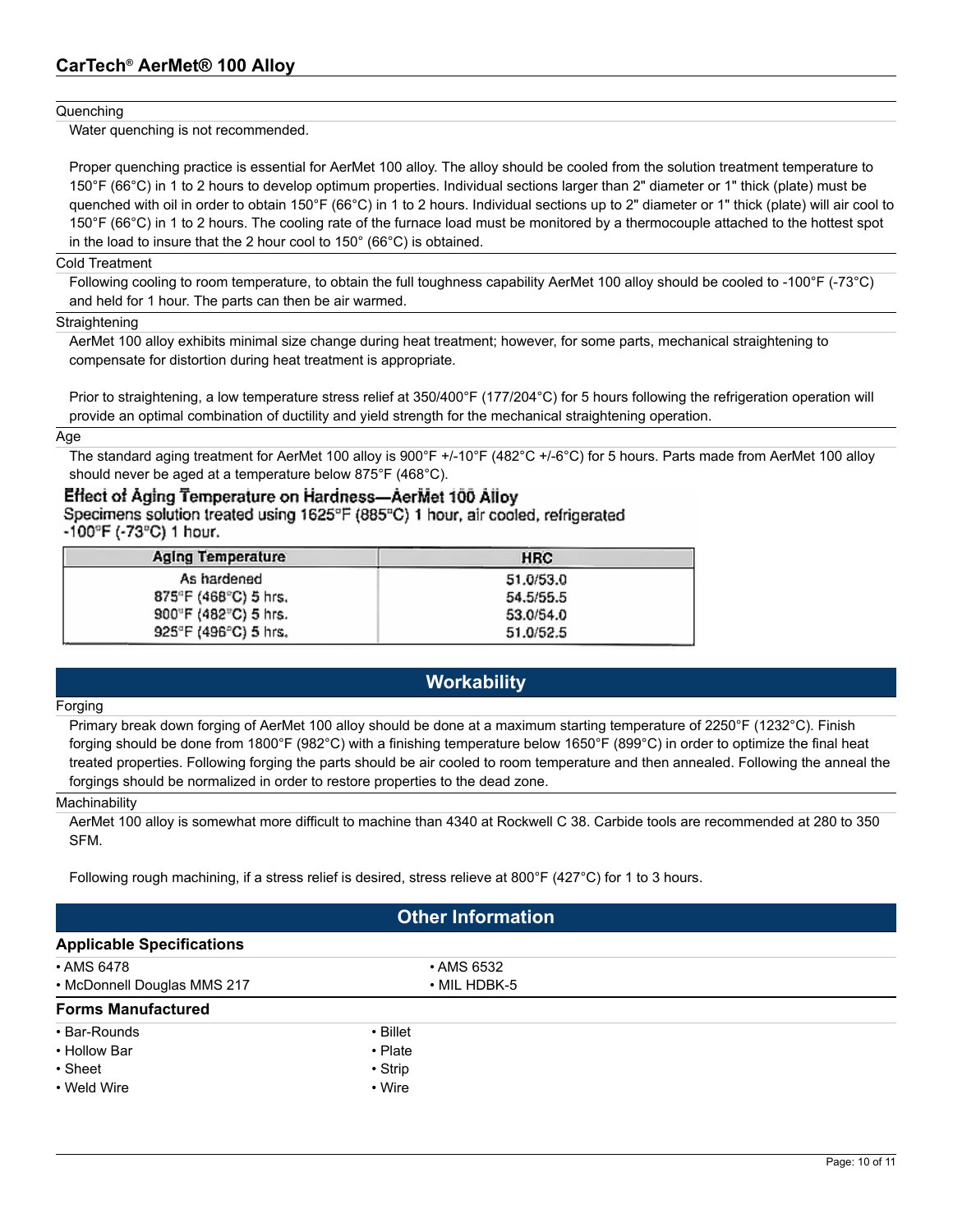#### Quenching

Water quenching is not recommended.

Proper quenching practice is essential for AerMet 100 alloy. The alloy should be cooled from the solution treatment temperature to 150°F (66°C) in 1 to 2 hours to develop optimum properties. Individual sections larger than 2" diameter or 1" thick (plate) must be quenched with oil in order to obtain 150°F (66°C) in 1 to 2 hours. Individual sections up to 2" diameter or 1" thick (plate) will air cool to 150°F (66°C) in 1 to 2 hours. The cooling rate of the furnace load must be monitored by a thermocouple attached to the hottest spot in the load to insure that the 2 hour cool to 150° (66°C) is obtained.

#### Cold Treatment

Following cooling to room temperature, to obtain the full toughness capability AerMet 100 alloy should be cooled to -100°F (-73°C) and held for 1 hour. The parts can then be air warmed.

#### Straightening

AerMet 100 alloy exhibits minimal size change during heat treatment; however, for some parts, mechanical straightening to compensate for distortion during heat treatment is appropriate.

Prior to straightening, a low temperature stress relief at 350/400°F (177/204°C) for 5 hours following the refrigeration operation will provide an optimal combination of ductility and yield strength for the mechanical straightening operation.

#### Age

The standard aging treatment for AerMet 100 alloy is 900°F +/-10°F (482°C +/-6°C) for 5 hours. Parts made from AerMet 100 alloy should never be aged at a temperature below 875°F (468°C).

**Effect of Aging Temperature on Hardness—AerMet 100 Alloy**
Specimens solution treated using 1625°F (885°C) 1 hour, air cooled, refrigerated -100°F (-73°C) 1 hour.

| Aging Temperature | HRC |
|---|---|
| As hardened | 51.0/53.0 |
| 875°F (468°C) 5 hrs. | 54.5/55.5 |
| 900°F (482°C) 5 hrs. | 53.0/54.0 |
| 925°F (496°C) 5 hrs. | 51.0/52.5 |

## Workability

#### Forging

Primary break down forging of AerMet 100 alloy should be done at a maximum starting temperature of 2250°F (1232°C). Finish forging should be done from 1800°F (982°C) with a finishing temperature below 1650°F (899°C) in order to optimize the final heat treated properties. Following forging the parts should be air cooled to room temperature and then annealed. Following the anneal the forgings should be normalized in order to restore properties to the dead zone.

#### Machinability

AerMet 100 alloy is somewhat more difficult to machine than 4340 at Rockwell C 38. Carbide tools are recommended at 280 to 350 SFM.

Following rough machining, if a stress relief is desired, stress relieve at 800°F (427°C) for 1 to 3 hours.

## Other Information

### Applicable Specifications

- AMS 6478
- McDonnell Douglas MMS 217
- AMS 6532
- MIL HDBK-5

### Forms Manufactured

- Bar-Rounds
- Hollow Bar
- Sheet
- Weld Wire
- Billet
- Plate
- Strip
- Wire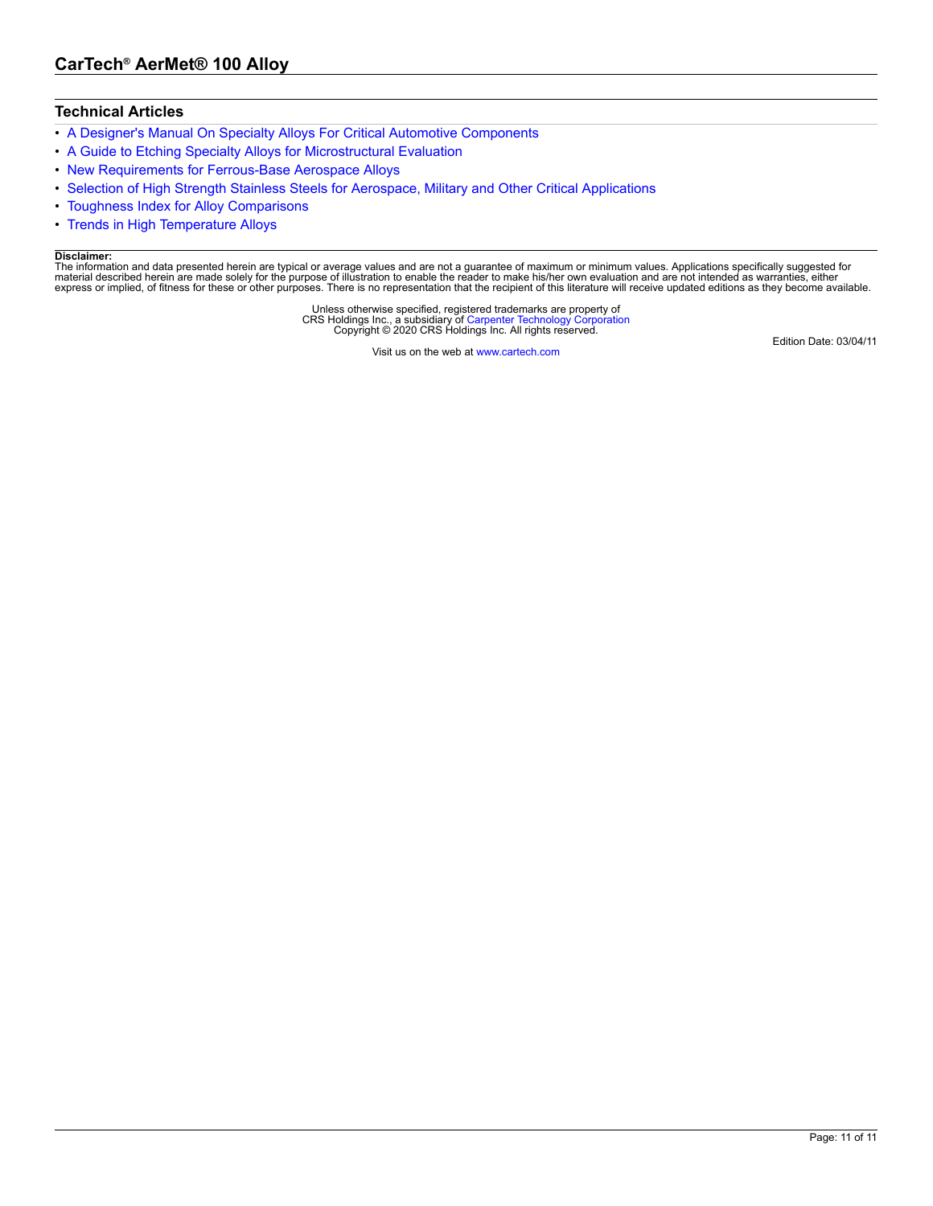## Technical Articles

- A Designer's Manual On Specialty Alloys For Critical Automotive Components
- A Guide to Etching Specialty Alloys for Microstructural Evaluation
- New Requirements for Ferrous-Base Aerospace Alloys
- Selection of High Strength Stainless Steels for Aerospace, Military and Other Critical Applications
- Toughness Index for Alloy Comparisons
- Trends in High Temperature Alloys

**Disclaimer:**
The information and data presented herein are typical or average values and are not a guarantee of maximum or minimum values. Applications specifically suggested for material described herein are made solely for the purpose of illustration to enable the reader to make his/her own evaluation and are not intended as warranties, either express or implied, of fitness for these or other purposes. There is no representation that the recipient of this literature will receive updated editions as they become available.

Unless otherwise specified, registered trademarks are property of
CRS Holdings Inc., a subsidiary of Carpenter Technology Corporation
Copyright © 2020 CRS Holdings Inc. All rights reserved.

Edition Date: 03/04/11

Visit us on the web at www.cartech.com